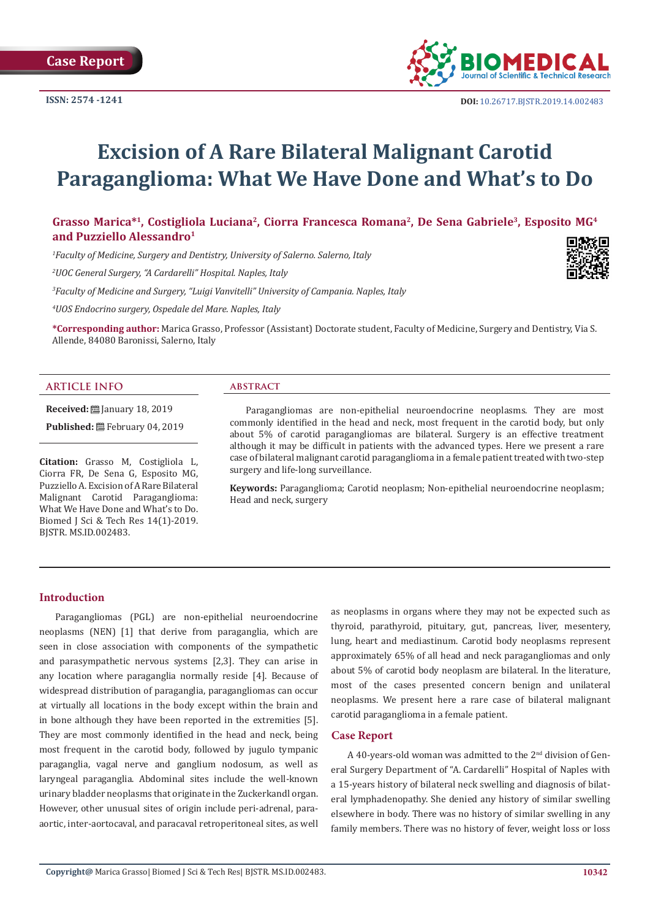Case Report

ISSN: 2574 -1241

DOI: 10.26717.BJSTR.2019.14.002483

# Excision of A Rare Bilateral Malignant Carotid Paraganglioma: What We Have Done and What's to Do

**Grasso Marica*[1], Costigliola Luciana[2], Ciorra Francesca Romana[2], De Sena Gabriele[3], Esposito MG[4] and Puzziello Alessandro[1]**

[1]*Faculty of Medicine, Surgery and Dentistry, University of Salerno. Salerno, Italy*

[2]*UOC General Surgery, "A Cardarelli" Hospital. Naples, Italy*

[3]*Faculty of Medicine and Surgery, "Luigi Vanvitelli" University of Campania. Naples, Italy*

[4]*UOS Endocrino surgery, Ospedale del Mare. Naples, Italy*

***Corresponding author:** Marica Grasso, Professor (Assistant) Doctorate student, Faculty of Medicine, Surgery and Dentistry, Via S. Allende, 84080 Baronissi, Salerno, Italy

## ARTICLE INFO

**Received:** January 18, 2019

**Published:** February 04, 2019

**Citation:** Grasso M, Costigliola L, Ciorra FR, De Sena G, Esposito MG, Puzziello A. Excision of A Rare Bilateral Malignant Carotid Paraganglioma: What We Have Done and What's to Do. Biomed J Sci & Tech Res 14(1)-2019. BJSTR. MS.ID.002483.

## ABSTRACT

Paragangliomas are non-epithelial neuroendocrine neoplasms. They are most commonly identified in the head and neck, most frequent in the carotid body, but only about 5% of carotid paragangliomas are bilateral. Surgery is an effective treatment although it may be difficult in patients with the advanced types. Here we present a rare case of bilateral malignant carotid paraganglioma in a female patient treated with two-step surgery and life-long surveillance.

**Keywords:** Paraganglioma; Carotid neoplasm; Non-epithelial neuroendocrine neoplasm; Head and neck, surgery

## Introduction

Paragangliomas (PGL) are non-epithelial neuroendocrine neoplasms (NEN) [1] that derive from paraganglia, which are seen in close association with components of the sympathetic and parasympathetic nervous systems [2,3]. They can arise in any location where paraganglia normally reside [4]. Because of widespread distribution of paraganglia, paragangliomas can occur at virtually all locations in the body except within the brain and in bone although they have been reported in the extremities [5]. They are most commonly identified in the head and neck, being most frequent in the carotid body, followed by jugulo tympanic paraganglia, vagal nerve and ganglium nodosum, as well as laryngeal paraganglia. Abdominal sites include the well-known urinary bladder neoplasms that originate in the Zuckerkandl organ. However, other unusual sites of origin include peri-adrenal, para-aortic, inter-aortocaval, and paracaval retroperitoneal sites, as well as neoplasms in organs where they may not be expected such as thyroid, parathyroid, pituitary, gut, pancreas, liver, mesentery, lung, heart and mediastinum. Carotid body neoplasms represent approximately 65% of all head and neck paragangliomas and only about 5% of carotid body neoplasm are bilateral. In the literature, most of the cases presented concern benign and unilateral neoplasms. We present here a rare case of bilateral malignant carotid paraganglioma in a female patient.

## Case Report

A 40-years-old woman was admitted to the 2nd division of General Surgery Department of "A. Cardarelli" Hospital of Naples with a 15-years history of bilateral neck swelling and diagnosis of bilateral lymphadenopathy. She denied any history of similar swelling elsewhere in body. There was no history of similar swelling in any family members. There was no history of fever, weight loss or loss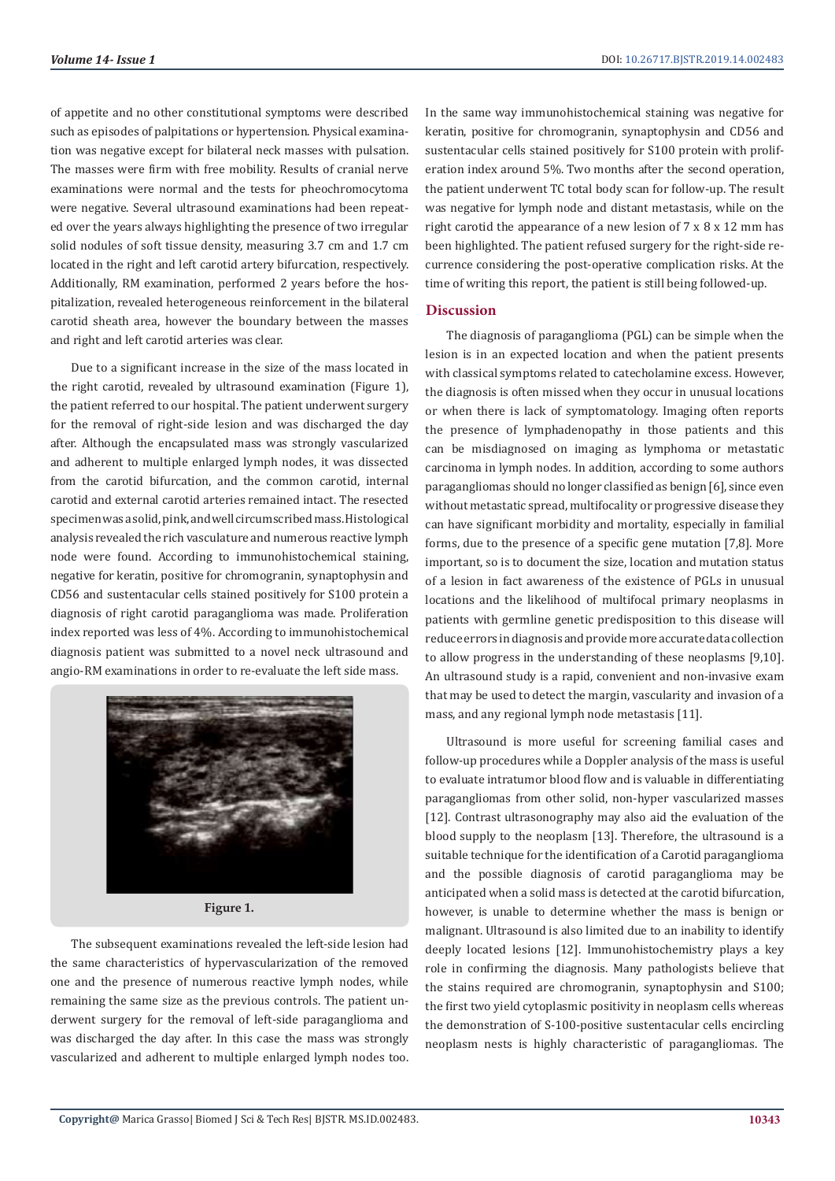of appetite and no other constitutional symptoms were described such as episodes of palpitations or hypertension. Physical examination was negative except for bilateral neck masses with pulsation. The masses were firm with free mobility. Results of cranial nerve examinations were normal and the tests for pheochromocytoma were negative. Several ultrasound examinations had been repeated over the years always highlighting the presence of two irregular solid nodules of soft tissue density, measuring 3.7 cm and 1.7 cm located in the right and left carotid artery bifurcation, respectively. Additionally, RM examination, performed 2 years before the hospitalization, revealed heterogeneous reinforcement in the bilateral carotid sheath area, however the boundary between the masses and right and left carotid arteries was clear.

Due to a significant increase in the size of the mass located in the right carotid, revealed by ultrasound examination (Figure 1), the patient referred to our hospital. The patient underwent surgery for the removal of right-side lesion and was discharged the day after. Although the encapsulated mass was strongly vascularized and adherent to multiple enlarged lymph nodes, it was dissected from the carotid bifurcation, and the common carotid, internal carotid and external carotid arteries remained intact. The resected specimen was a solid, pink, and well circumscribed mass. Histological analysis revealed the rich vasculature and numerous reactive lymph node were found. According to immunohistochemical staining, negative for keratin, positive for chromogranin, synaptophysin and CD56 and sustentacular cells stained positively for S100 protein a diagnosis of right carotid paraganglioma was made. Proliferation index reported was less of 4%. According to immunohistochemical diagnosis patient was submitted to a novel neck ultrasound and angio-RM examinations in order to re-evaluate the left side mass.

Figure 1.

The subsequent examinations revealed the left-side lesion had the same characteristics of hypervascularization of the removed one and the presence of numerous reactive lymph nodes, while remaining the same size as the previous controls. The patient underwent surgery for the removal of left-side paraganglioma and was discharged the day after. In this case the mass was strongly vascularized and adherent to multiple enlarged lymph nodes too. In the same way immunohistochemical staining was negative for keratin, positive for chromogranin, synaptophysin and CD56 and sustentacular cells stained positively for S100 protein with proliferation index around 5%. Two months after the second operation, the patient underwent TC total body scan for follow-up. The result was negative for lymph node and distant metastasis, while on the right carotid the appearance of a new lesion of 7 x 8 x 12 mm has been highlighted. The patient refused surgery for the right-side recurrence considering the post-operative complication risks. At the time of writing this report, the patient is still being followed-up.

## Discussion

The diagnosis of paraganglioma (PGL) can be simple when the lesion is in an expected location and when the patient presents with classical symptoms related to catecholamine excess. However, the diagnosis is often missed when they occur in unusual locations or when there is lack of symptomatology. Imaging often reports the presence of lymphadenopathy in those patients and this can be misdiagnosed on imaging as lymphoma or metastatic carcinoma in lymph nodes. In addition, according to some authors paragangliomas should no longer classified as benign [6], since even without metastatic spread, multifocality or progressive disease they can have significant morbidity and mortality, especially in familial forms, due to the presence of a specific gene mutation [7,8]. More important, so is to document the size, location and mutation status of a lesion in fact awareness of the existence of PGLs in unusual locations and the likelihood of multifocal primary neoplasms in patients with germline genetic predisposition to this disease will reduce errors in diagnosis and provide more accurate data collection to allow progress in the understanding of these neoplasms [9,10]. An ultrasound study is a rapid, convenient and non-invasive exam that may be used to detect the margin, vascularity and invasion of a mass, and any regional lymph node metastasis [11].

Ultrasound is more useful for screening familial cases and follow-up procedures while a Doppler analysis of the mass is useful to evaluate intratumor blood flow and is valuable in differentiating paragangliomas from other solid, non-hyper vascularized masses [12]. Contrast ultrasonography may also aid the evaluation of the blood supply to the neoplasm [13]. Therefore, the ultrasound is a suitable technique for the identification of a Carotid paraganglioma and the possible diagnosis of carotid paraganglioma may be anticipated when a solid mass is detected at the carotid bifurcation, however, is unable to determine whether the mass is benign or malignant. Ultrasound is also limited due to an inability to identify deeply located lesions [12]. Immunohistochemistry plays a key role in confirming the diagnosis. Many pathologists believe that the stains required are chromogranin, synaptophysin and S100; the first two yield cytoplasmic positivity in neoplasm cells whereas the demonstration of S-100-positive sustentacular cells encircling neoplasm nests is highly characteristic of paragangliomas. The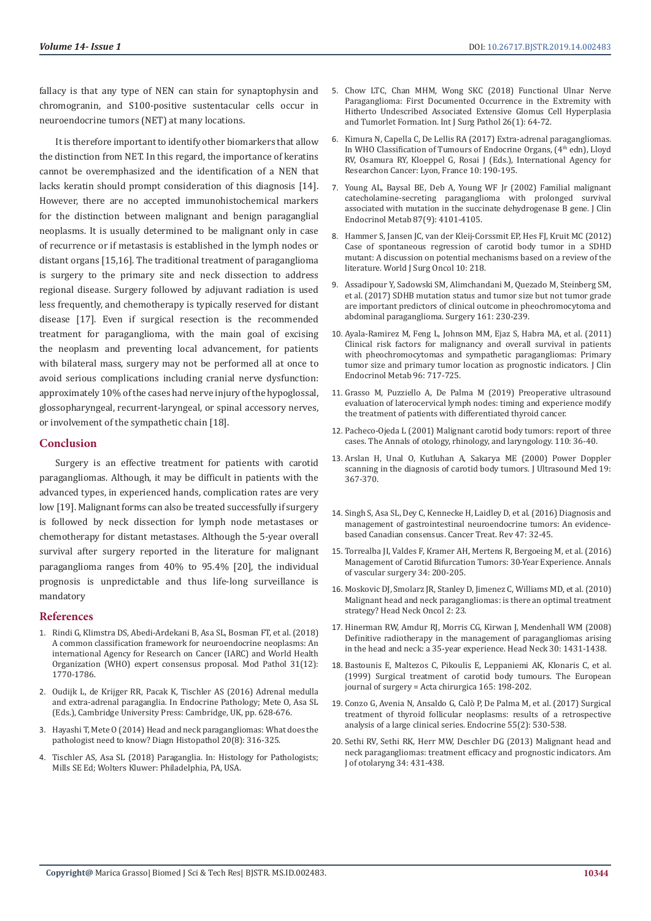fallacy is that any type of NEN can stain for synaptophysin and chromogranin, and S100-positive sustentacular cells occur in neuroendocrine tumors (NET) at many locations.

It is therefore important to identify other biomarkers that allow the distinction from NET. In this regard, the importance of keratins cannot be overemphasized and the identification of a NEN that lacks keratin should prompt consideration of this diagnosis [14]. However, there are no accepted immunohistochemical markers for the distinction between malignant and benign paraganglial neoplasms. It is usually determined to be malignant only in case of recurrence or if metastasis is established in the lymph nodes or distant organs [15,16]. The traditional treatment of paraganglioma is surgery to the primary site and neck dissection to address regional disease. Surgery followed by adjuvant radiation is used less frequently, and chemotherapy is typically reserved for distant disease [17]. Even if surgical resection is the recommended treatment for paraganglioma, with the main goal of excising the neoplasm and preventing local advancement, for patients with bilateral mass, surgery may not be performed all at once to avoid serious complications including cranial nerve dysfunction: approximately 10% of the cases had nerve injury of the hypoglossal, glossopharyngeal, recurrent-laryngeal, or spinal accessory nerves, or involvement of the sympathetic chain [18].

## Conclusion

Surgery is an effective treatment for patients with carotid paragangliomas. Although, it may be difficult in patients with the advanced types, in experienced hands, complication rates are very low [19]. Malignant forms can also be treated successfully if surgery is followed by neck dissection for lymph node metastases or chemotherapy for distant metastases. Although the 5-year overall survival after surgery reported in the literature for malignant paraganglioma ranges from 40% to 95.4% [20], the individual prognosis is unpredictable and thus life-long surveillance is mandatory

## References

1. Rindi G, Klimstra DS, Abedi-Ardekani B, Asa SL, Bosman FT, et al. (2018) A common classification framework for neuroendocrine neoplasms: An international Agency for Research on Cancer (IARC) and World Health Organization (WHO) expert consensus proposal. Mod Pathol 31(12): 1770-1786.
2. Oudijk L, de Krijger RR, Pacak K, Tischler AS (2016) Adrenal medulla and extra-adrenal paraganglia. In Endocrine Pathology; Mete O, Asa SL (Eds.), Cambridge University Press: Cambridge, UK, pp. 628-676.
3. Hayashi T, Mete O (2014) Head and neck paragangliomas: What does the pathologist need to know? Diagn Histopathol 20(8): 316-325.
4. Tischler AS, Asa SL (2018) Paraganglia. In: Histology for Pathologists; Mills SE Ed; Wolters Kluwer: Philadelphia, PA, USA.
5. Chow LTC, Chan MHM, Wong SKC (2018) Functional Ulnar Nerve Paraganglioma: First Documented Occurrence in the Extremity with Hitherto Undescribed Associated Extensive Glomus Cell Hyperplasia and Tumorlet Formation. Int J Surg Pathol 26(1): 64-72.
6. Kimura N, Capella C, De Lellis RA (2017) Extra-adrenal paragangliomas. In WHO Classification of Tumours of Endocrine Organs, (4th edn), Lloyd RV, Osamura RY, Kloeppel G, Rosai J (Eds.), International Agency for Researchon Cancer: Lyon, France 10: 190-195.
7. Young AL, Baysal BE, Deb A, Young WF Jr (2002) Familial malignant catecholamine-secreting paraganglioma with prolonged survival associated with mutation in the succinate dehydrogenase B gene. J Clin Endocrinol Metab 87(9): 4101-4105.
8. Hammer S, Jansen JC, van der Kleij-Corssmit EP, Hes FJ, Kruit MC (2012) Case of spontaneous regression of carotid body tumor in a SDHD mutant: A discussion on potential mechanisms based on a review of the literature. World J Surg Oncol 10: 218.
9. Assadipour Y, Sadowski SM, Alimchandani M, Quezado M, Steinberg SM, et al. (2017) SDHB mutation status and tumor size but not tumor grade are important predictors of clinical outcome in pheochromocytoma and abdominal paraganglioma. Surgery 161: 230-239.
10. Ayala-Ramirez M, Feng L, Johnson MM, Ejaz S, Habra MA, et al. (2011) Clinical risk factors for malignancy and overall survival in patients with pheochromocytomas and sympathetic paragangliomas: Primary tumor size and primary tumor location as prognostic indicators. J Clin Endocrinol Metab 96: 717-725.
11. Grasso M, Puzziello A, De Palma M (2019) Preoperative ultrasound evaluation of laterocervical lymph nodes: timing and experience modify the treatment of patients with differentiated thyroid cancer.
12. Pacheco-Ojeda L (2001) Malignant carotid body tumors: report of three cases. The Annals of otology, rhinology, and laryngology. 110: 36-40.
13. Arslan H, Unal O, Kutluhan A, Sakarya ME (2000) Power Doppler scanning in the diagnosis of carotid body tumors. J Ultrasound Med 19: 367-370.
14. Singh S, Asa SL, Dey C, Kennecke H, Laidley D, et al. (2016) Diagnosis and management of gastrointestinal neuroendocrine tumors: An evidence-based Canadian consensus. Cancer Treat. Rev 47: 32-45.
15. Torrealba JI, Valdes F, Kramer AH, Mertens R, Bergoeing M, et al. (2016) Management of Carotid Bifurcation Tumors: 30-Year Experience. Annals of vascular surgery 34: 200-205.
16. Moskovic DJ, Smolarz JR, Stanley D, Jimenez C, Williams MD, et al. (2010) Malignant head and neck paragangliomas: is there an optimal treatment strategy? Head Neck Oncol 2: 23.
17. Hinerman RW, Amdur RJ, Morris CG, Kirwan J, Mendenhall WM (2008) Definitive radiotherapy in the management of paragangliomas arising in the head and neck: a 35-year experience. Head Neck 30: 1431-1438.
18. Bastounis E, Maltezos C, Pikoulis E, Leppaniemi AK, Klonaris C, et al. (1999) Surgical treatment of carotid body tumours. The European journal of surgery = Acta chirurgica 165: 198-202.
19. Conzo G, Avenia N, Ansaldo G, Calò P, De Palma M, et al. (2017) Surgical treatment of thyroid follicular neoplasms: results of a retrospective analysis of a large clinical series. Endocrine 55(2): 530-538.
20. Sethi RV, Sethi RK, Herr MW, Deschler DG (2013) Malignant head and neck paragangliomas: treatment efficacy and prognostic indicators. Am J of otolaryng 34: 431-438.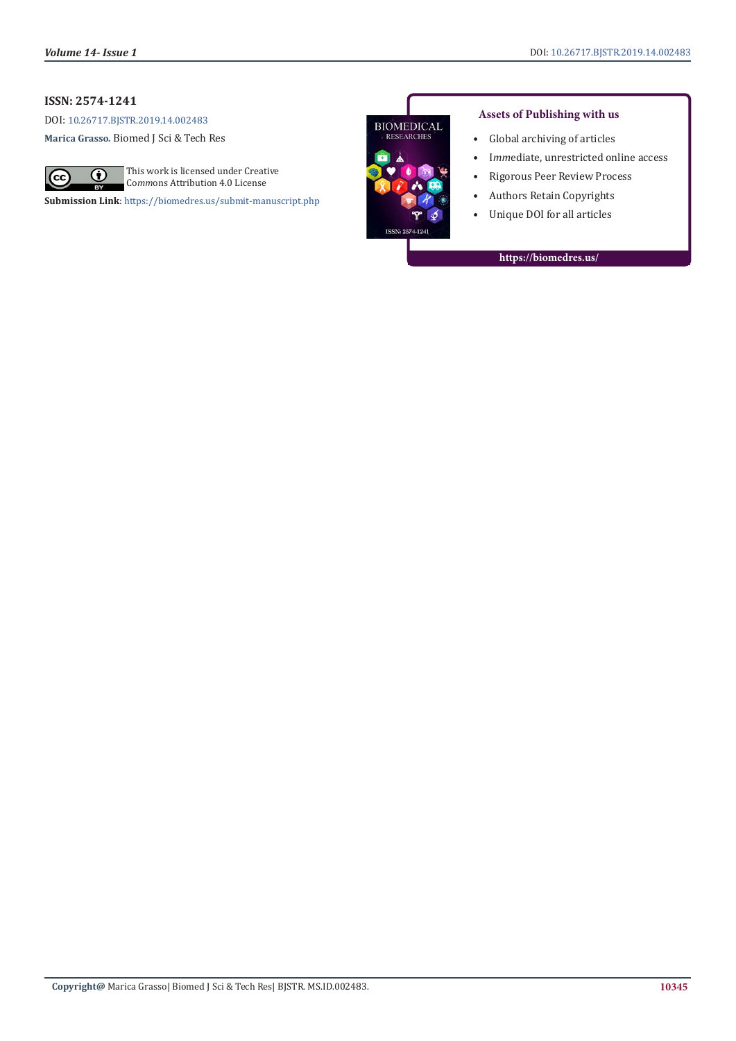**ISSN: 2574-1241**

DOI: 10.26717.BJSTR.2019.14.002483

**Marica Grasso.** Biomed J Sci & Tech Res

This work is licensed under Creative Commons Attribution 4.0 License

**Submission Link**: https://biomedres.us/submit-manuscript.php

BIOMEDICAL RESEARCHES

ISSN: 2574-1241

### Assets of Publishing with us

- Global archiving of articles
- Immediate, unrestricted online access
- Rigorous Peer Review Process
- Authors Retain Copyrights
- Unique DOI for all articles

**https://biomedres.us/**